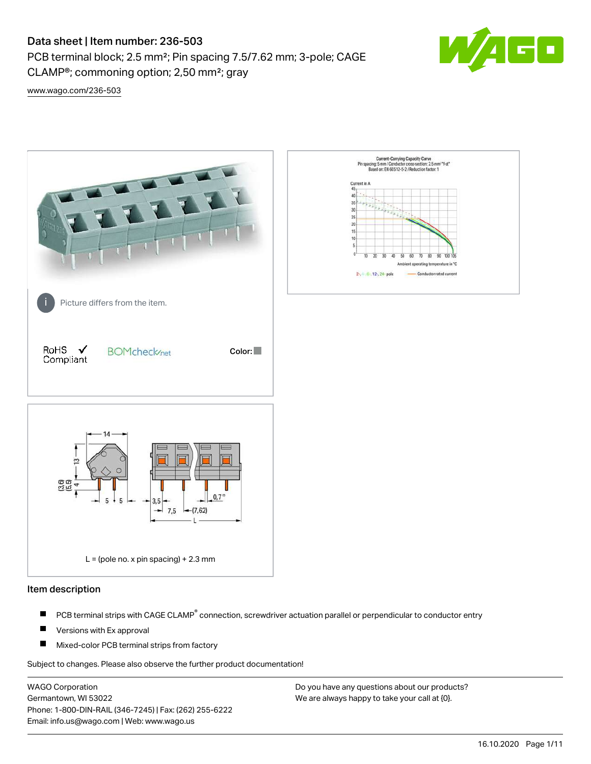# Data sheet | Item number: 236-503

PCB terminal block; 2.5 mm²; Pin spacing 7.5/7.62 mm; 3-pole; CAGE CLAMP®; commoning option; 2,50 mm²; gray

www.wago.com/236-503

Picture differs from the item.

RoHS Compliant ✓

Color:

L = (pole no. x pin spacing) + 2.3 mm

## Item description

- PCB terminal strips with CAGE CLAMP® connection, screwdriver actuation parallel or perpendicular to conductor entry
- Versions with Ex approval
- Mixed-color PCB terminal strips from factory

Subject to changes. Please also observe the further product documentation!

WAGO Corporation
Germantown, WI 53022
Phone: 1-800-DIN-RAIL (346-7245) | Fax: (262) 255-6222
Email: info.us@wago.com | Web: www.wago.us

Do you have any questions about our products?
We are always happy to take your call at {0}.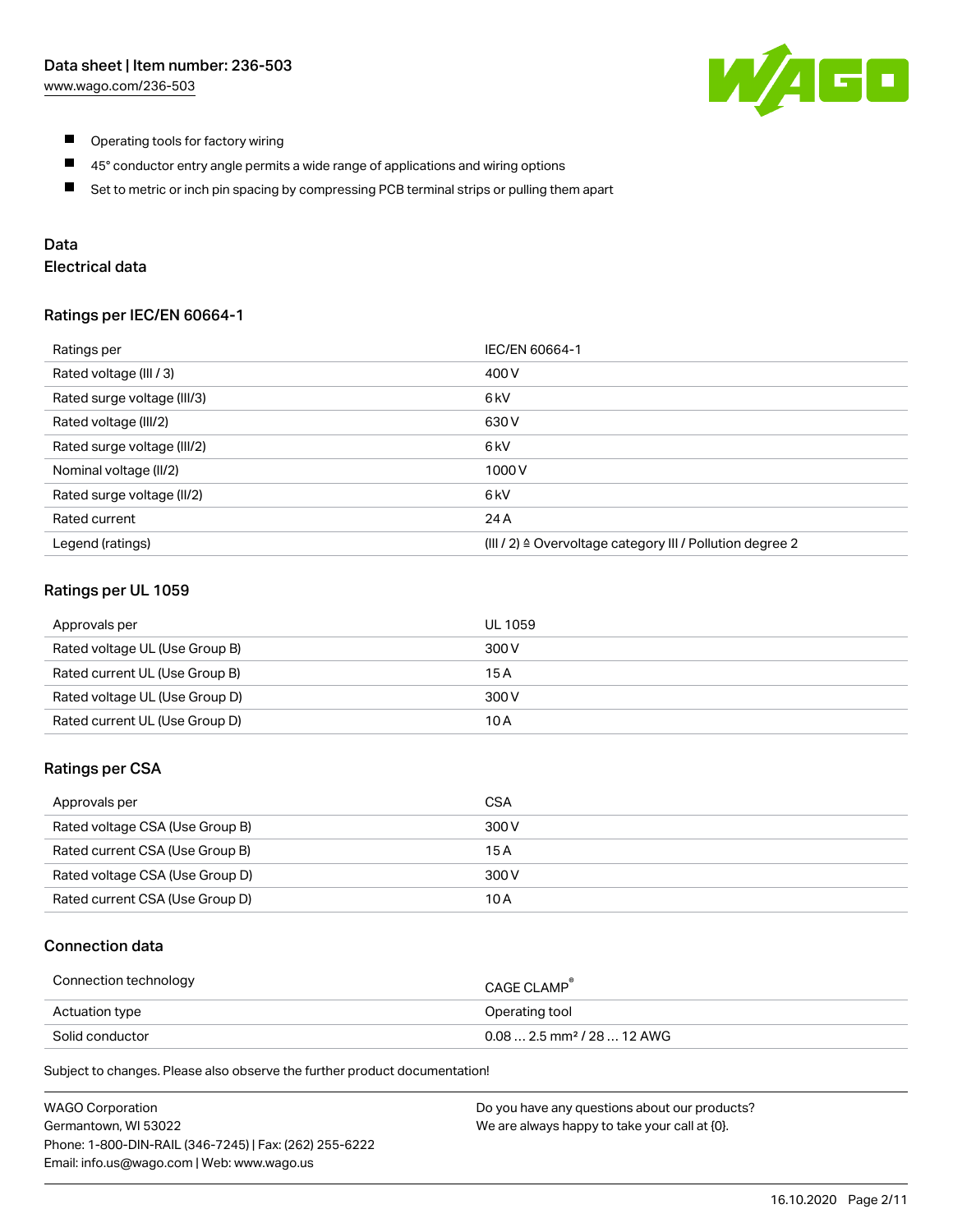- Operating tools for factory wiring
- 45° conductor entry angle permits a wide range of applications and wiring options
- Set to metric or inch pin spacing by compressing PCB terminal strips or pulling them apart

## Data

### Electrical data

#### Ratings per IEC/EN 60664-1

| Ratings per | IEC/EN 60664-1 |
| --- | --- |
| Rated voltage (III / 3) | 400 V |
| Rated surge voltage (III/3) | 6 kV |
| Rated voltage (III/2) | 630 V |
| Rated surge voltage (III/2) | 6 kV |
| Nominal voltage (II/2) | 1000 V |
| Rated surge voltage (II/2) | 6 kV |
| Rated current | 24 A |
| Legend (ratings) | (III / 2) ≙ Overvoltage category III / Pollution degree 2 |

#### Ratings per UL 1059

| Approvals per | UL 1059 |
| --- | --- |
| Rated voltage UL (Use Group B) | 300 V |
| Rated current UL (Use Group B) | 15 A |
| Rated voltage UL (Use Group D) | 300 V |
| Rated current UL (Use Group D) | 10 A |

#### Ratings per CSA

| Approvals per | CSA |
| --- | --- |
| Rated voltage CSA (Use Group B) | 300 V |
| Rated current CSA (Use Group B) | 15 A |
| Rated voltage CSA (Use Group D) | 300 V |
| Rated current CSA (Use Group D) | 10 A |

### Connection data

| Connection technology | CAGE CLAMP® |
| --- | --- |
| Actuation type | Operating tool |
| Solid conductor | 0.08 … 2.5 mm² / 28 … 12 AWG |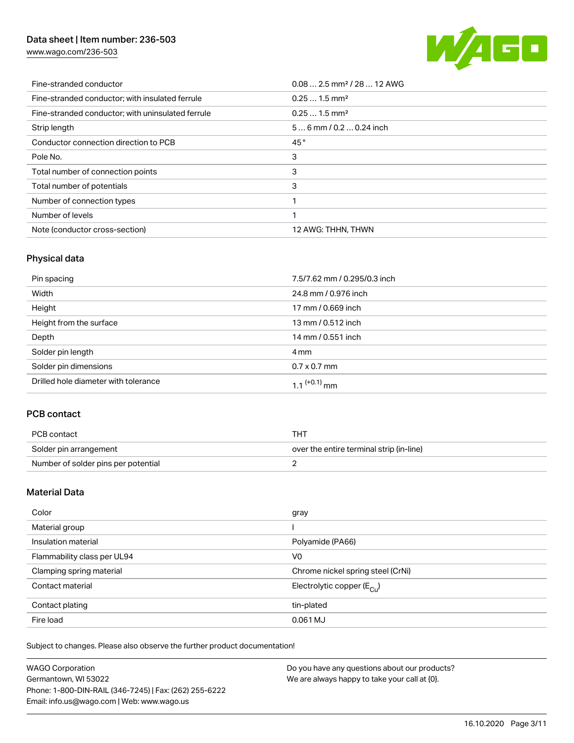| | |
|---|---|
| Fine-stranded conductor | 0.08 … 2.5 mm² / 28 … 12 AWG |
| Fine-stranded conductor; with insulated ferrule | 0.25 … 1.5 mm² |
| Fine-stranded conductor; with uninsulated ferrule | 0.25 … 1.5 mm² |
| Strip length | 5 … 6 mm / 0.2 … 0.24 inch |
| Conductor connection direction to PCB | 45 ° |
| Pole No. | 3 |
| Total number of connection points | 3 |
| Total number of potentials | 3 |
| Number of connection types | 1 |
| Number of levels | 1 |
| Note (conductor cross-section) | 12 AWG: THHN, THWN |

## Physical data

| | |
|---|---|
| Pin spacing | 7.5/7.62 mm / 0.295/0.3 inch |
| Width | 24.8 mm / 0.976 inch |
| Height | 17 mm / 0.669 inch |
| Height from the surface | 13 mm / 0.512 inch |
| Depth | 14 mm / 0.551 inch |
| Solder pin length | 4 mm |
| Solder pin dimensions | 0.7 x 0.7 mm |
| Drilled hole diameter with tolerance | $1.1^{(+0.1)}$ mm |

## PCB contact

| | |
|---|---|
| PCB contact | THT |
| Solder pin arrangement | over the entire terminal strip (in-line) |
| Number of solder pins per potential | 2 |

## Material Data

| | |
|---|---|
| Color | gray |
| Material group | I |
| Insulation material | Polyamide (PA66) |
| Flammability class per UL94 | V0 |
| Clamping spring material | Chrome nickel spring steel (CrNi) |
| Contact material | Electrolytic copper ($E_{Cu}$) |
| Contact plating | tin-plated |
| Fire load | 0.061 MJ |

Subject to changes. Please also observe the further product documentation!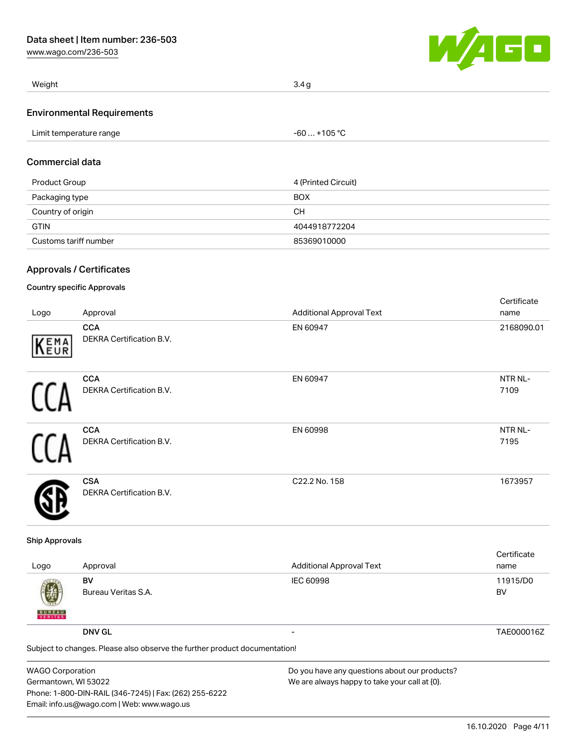| Weight | 3.4 g |
| --- | --- |

## Environmental Requirements

| Limit temperature range | -60 … +105 °C |
| --- | --- |

## Commercial data

| Product Group | 4 (Printed Circuit) |
| --- | --- |
| Packaging type | BOX |
| Country of origin | CH |
| GTIN | 4044918772204 |
| Customs tariff number | 85369010000 |

## Approvals / Certificates

### Country specific Approvals

| Logo | Approval | Additional Approval Text | Certificate name |
| --- | --- | --- | --- |
| | **CCA** DEKRA Certification B.V. | EN 60947 | 2168090.01 |
| | **CCA** DEKRA Certification B.V. | EN 60947 | NTR NL-7109 |
| | **CCA** DEKRA Certification B.V. | EN 60998 | NTR NL-7195 |
| | **CSA** DEKRA Certification B.V. | C22.2 No. 158 | 1673957 |

### Ship Approvals

| Logo | Approval | Additional Approval Text | Certificate name |
| --- | --- | --- | --- |
| | **BV** Bureau Veritas S.A. | IEC 60998 | 11915/D0 BV |
| | **DNV GL** | - | TAE000016Z |

Subject to changes. Please also observe the further product documentation!

WAGO Corporation
Germantown, WI 53022
Phone: 1-800-DIN-RAIL (346-7245) | Fax: (262) 255-6222
Email: info.us@wago.com | Web: www.wago.us

Do you have any questions about our products?
We are always happy to take your call at {0}.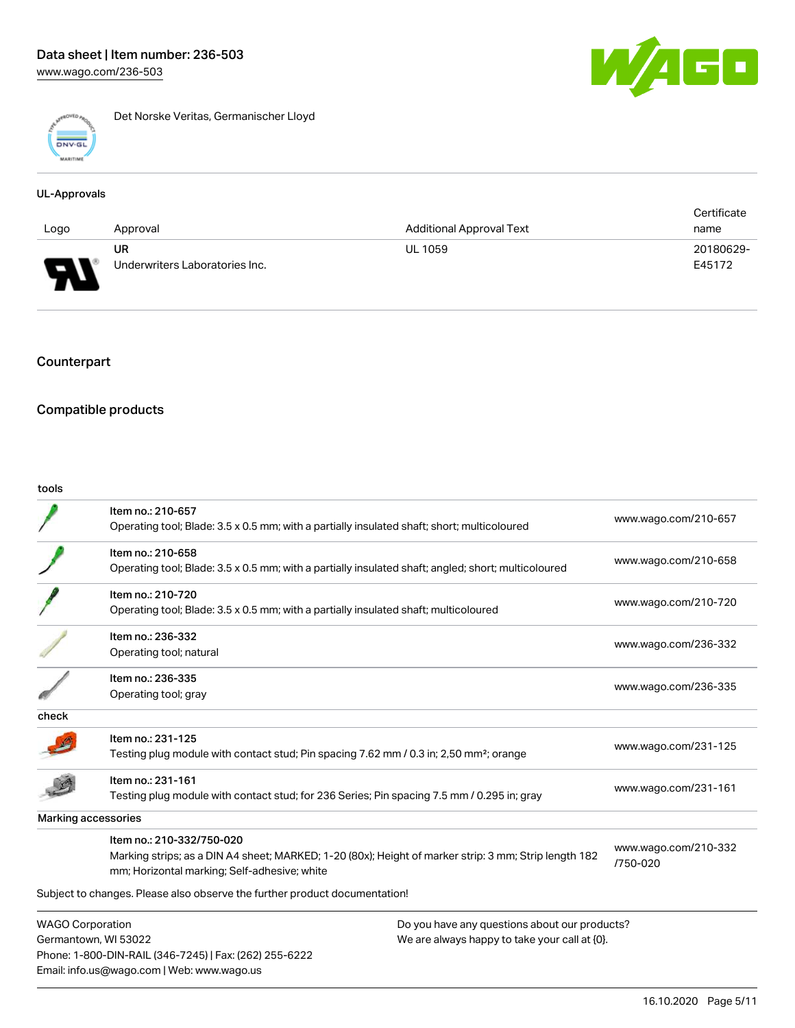Det Norske Veritas, Germanischer Lloyd

### UL-Approvals

| Logo | Approval | Additional Approval Text | Certificate name |
| --- | --- | --- | --- |
| | UR<br>Underwriters Laboratories Inc. | UL 1059 | 20180629-E45172 |

## Counterpart

## Compatible products

| tools | | |
| --- | --- | --- |
| | Item no.: 210-657<br>Operating tool; Blade: 3.5 x 0.5 mm; with a partially insulated shaft; short; multicoloured | www.wago.com/210-657 |
| | Item no.: 210-658<br>Operating tool; Blade: 3.5 x 0.5 mm; with a partially insulated shaft; angled; short; multicoloured | www.wago.com/210-658 |
| | Item no.: 210-720<br>Operating tool; Blade: 3.5 x 0.5 mm; with a partially insulated shaft; multicoloured | www.wago.com/210-720 |
| | Item no.: 236-332<br>Operating tool; natural | www.wago.com/236-332 |
| | Item no.: 236-335<br>Operating tool; gray | www.wago.com/236-335 |
| **check** | | |
| | Item no.: 231-125<br>Testing plug module with contact stud; Pin spacing 7.62 mm / 0.3 in; 2,50 mm²; orange | www.wago.com/231-125 |
| | Item no.: 231-161<br>Testing plug module with contact stud; for 236 Series; Pin spacing 7.5 mm / 0.295 in; gray | www.wago.com/231-161 |
| **Marking accessories** | | |
| | Item no.: 210-332/750-020<br>Marking strips; as a DIN A4 sheet; MARKED; 1-20 (80x); Height of marker strip: 3 mm; Strip length 182 mm; Horizontal marking; Self-adhesive; white | www.wago.com/210-332/750-020 |

Subject to changes. Please also observe the further product documentation!

WAGO Corporation
Germantown, WI 53022
Phone: 1-800-DIN-RAIL (346-7245) | Fax: (262) 255-6222
Email: info.us@wago.com | Web: www.wago.us

Do you have any questions about our products?
We are always happy to take your call at {0}.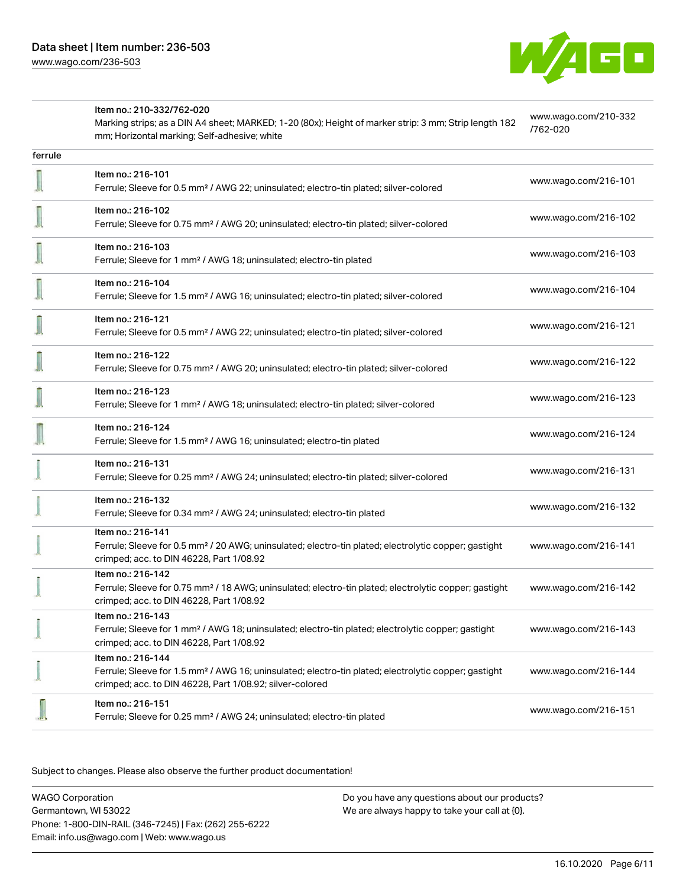| | | |
|---|---|---|
| | Item no.: 210-332/762-020<br>Marking strips; as a DIN A4 sheet; MARKED; 1-20 (80x); Height of marker strip: 3 mm; Strip length 182 mm; Horizontal marking; Self-adhesive; white | www.wago.com/210-332/762-020 |
| ferrule | | |
| | Item no.: 216-101<br>Ferrule; Sleeve for 0.5 mm² / AWG 22; uninsulated; electro-tin plated; silver-colored | www.wago.com/216-101 |
| | Item no.: 216-102<br>Ferrule; Sleeve for 0.75 mm² / AWG 20; uninsulated; electro-tin plated; silver-colored | www.wago.com/216-102 |
| | Item no.: 216-103<br>Ferrule; Sleeve for 1 mm² / AWG 18; uninsulated; electro-tin plated | www.wago.com/216-103 |
| | Item no.: 216-104<br>Ferrule; Sleeve for 1.5 mm² / AWG 16; uninsulated; electro-tin plated; silver-colored | www.wago.com/216-104 |
| | Item no.: 216-121<br>Ferrule; Sleeve for 0.5 mm² / AWG 22; uninsulated; electro-tin plated; silver-colored | www.wago.com/216-121 |
| | Item no.: 216-122<br>Ferrule; Sleeve for 0.75 mm² / AWG 20; uninsulated; electro-tin plated; silver-colored | www.wago.com/216-122 |
| | Item no.: 216-123<br>Ferrule; Sleeve for 1 mm² / AWG 18; uninsulated; electro-tin plated; silver-colored | www.wago.com/216-123 |
| | Item no.: 216-124<br>Ferrule; Sleeve for 1.5 mm² / AWG 16; uninsulated; electro-tin plated | www.wago.com/216-124 |
| | Item no.: 216-131<br>Ferrule; Sleeve for 0.25 mm² / AWG 24; uninsulated; electro-tin plated; silver-colored | www.wago.com/216-131 |
| | Item no.: 216-132<br>Ferrule; Sleeve for 0.34 mm² / AWG 24; uninsulated; electro-tin plated | www.wago.com/216-132 |
| | Item no.: 216-141<br>Ferrule; Sleeve for 0.5 mm² / 20 AWG; uninsulated; electro-tin plated; electrolytic copper; gastight crimped; acc. to DIN 46228, Part 1/08.92 | www.wago.com/216-141 |
| | Item no.: 216-142<br>Ferrule; Sleeve for 0.75 mm² / 18 AWG; uninsulated; electro-tin plated; electrolytic copper; gastight crimped; acc. to DIN 46228, Part 1/08.92 | www.wago.com/216-142 |
| | Item no.: 216-143<br>Ferrule; Sleeve for 1 mm² / AWG 18; uninsulated; electro-tin plated; electrolytic copper; gastight crimped; acc. to DIN 46228, Part 1/08.92 | www.wago.com/216-143 |
| | Item no.: 216-144<br>Ferrule; Sleeve for 1.5 mm² / AWG 16; uninsulated; electro-tin plated; electrolytic copper; gastight crimped; acc. to DIN 46228, Part 1/08.92; silver-colored | www.wago.com/216-144 |
| | Item no.: 216-151<br>Ferrule; Sleeve for 0.25 mm² / AWG 24; uninsulated; electro-tin plated | www.wago.com/216-151 |

Subject to changes. Please also observe the further product documentation!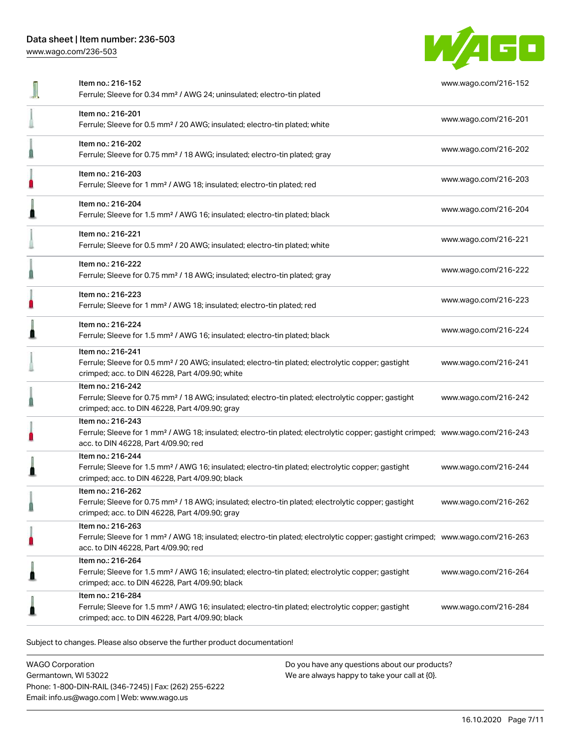| Item | URL |
| --- | --- |
| Item no.: 216-152<br>Ferrule; Sleeve for 0.34 mm² / AWG 24; uninsulated; electro-tin plated | www.wago.com/216-152 |
| Item no.: 216-201<br>Ferrule; Sleeve for 0.5 mm² / 20 AWG; insulated; electro-tin plated; white | www.wago.com/216-201 |
| Item no.: 216-202<br>Ferrule; Sleeve for 0.75 mm² / 18 AWG; insulated; electro-tin plated; gray | www.wago.com/216-202 |
| Item no.: 216-203<br>Ferrule; Sleeve for 1 mm² / AWG 18; insulated; electro-tin plated; red | www.wago.com/216-203 |
| Item no.: 216-204<br>Ferrule; Sleeve for 1.5 mm² / AWG 16; insulated; electro-tin plated; black | www.wago.com/216-204 |
| Item no.: 216-221<br>Ferrule; Sleeve for 0.5 mm² / 20 AWG; insulated; electro-tin plated; white | www.wago.com/216-221 |
| Item no.: 216-222<br>Ferrule; Sleeve for 0.75 mm² / 18 AWG; insulated; electro-tin plated; gray | www.wago.com/216-222 |
| Item no.: 216-223<br>Ferrule; Sleeve for 1 mm² / AWG 18; insulated; electro-tin plated; red | www.wago.com/216-223 |
| Item no.: 216-224<br>Ferrule; Sleeve for 1.5 mm² / AWG 16; insulated; electro-tin plated; black | www.wago.com/216-224 |
| Item no.: 216-241<br>Ferrule; Sleeve for 0.5 mm² / 20 AWG; insulated; electro-tin plated; electrolytic copper; gastight crimped; acc. to DIN 46228, Part 4/09.90; white | www.wago.com/216-241 |
| Item no.: 216-242<br>Ferrule; Sleeve for 0.75 mm² / 18 AWG; insulated; electro-tin plated; electrolytic copper; gastight crimped; acc. to DIN 46228, Part 4/09.90; gray | www.wago.com/216-242 |
| Item no.: 216-243<br>Ferrule; Sleeve for 1 mm² / AWG 18; insulated; electro-tin plated; electrolytic copper; gastight crimped; acc. to DIN 46228, Part 4/09.90; red | www.wago.com/216-243 |
| Item no.: 216-244<br>Ferrule; Sleeve for 1.5 mm² / AWG 16; insulated; electro-tin plated; electrolytic copper; gastight crimped; acc. to DIN 46228, Part 4/09.90; black | www.wago.com/216-244 |
| Item no.: 216-262<br>Ferrule; Sleeve for 0.75 mm² / 18 AWG; insulated; electro-tin plated; electrolytic copper; gastight crimped; acc. to DIN 46228, Part 4/09.90; gray | www.wago.com/216-262 |
| Item no.: 216-263<br>Ferrule; Sleeve for 1 mm² / AWG 18; insulated; electro-tin plated; electrolytic copper; gastight crimped; acc. to DIN 46228, Part 4/09.90; red | www.wago.com/216-263 |
| Item no.: 216-264<br>Ferrule; Sleeve for 1.5 mm² / AWG 16; insulated; electro-tin plated; electrolytic copper; gastight crimped; acc. to DIN 46228, Part 4/09.90; black | www.wago.com/216-264 |
| Item no.: 216-284<br>Ferrule; Sleeve for 1.5 mm² / AWG 16; insulated; electro-tin plated; electrolytic copper; gastight crimped; acc. to DIN 46228, Part 4/09.90; black | www.wago.com/216-284 |

Subject to changes. Please also observe the further product documentation!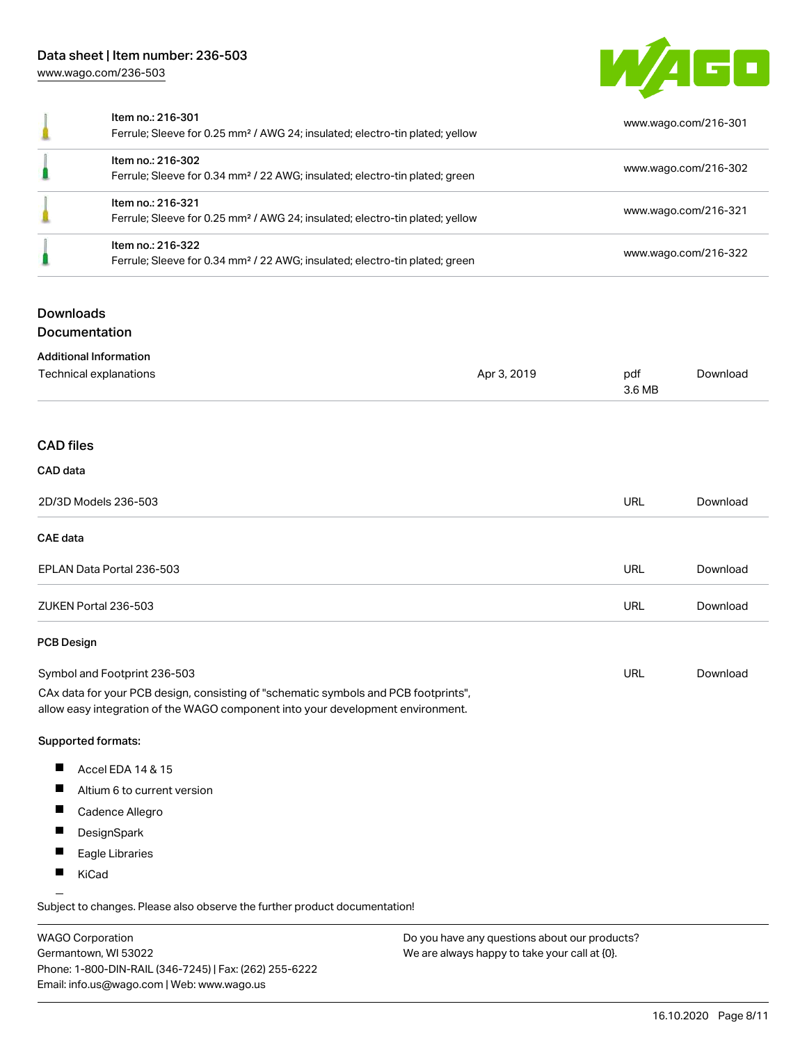| | | |
|---|---|---|
| | Item no.: 216-301<br>Ferrule; Sleeve for 0.25 mm² / AWG 24; insulated; electro-tin plated; yellow | www.wago.com/216-301 |
| | Item no.: 216-302<br>Ferrule; Sleeve for 0.34 mm² / 22 AWG; insulated; electro-tin plated; green | www.wago.com/216-302 |
| | Item no.: 216-321<br>Ferrule; Sleeve for 0.25 mm² / AWG 24; insulated; electro-tin plated; yellow | www.wago.com/216-321 |
| | Item no.: 216-322<br>Ferrule; Sleeve for 0.34 mm² / 22 AWG; insulated; electro-tin plated; green | www.wago.com/216-322 |

## Downloads

### Documentation

**Additional Information**

| | | | |
|---|---|---|---|
| Technical explanations | Apr 3, 2019 | pdf<br>3.6 MB | Download |

### CAD files

**CAD data**

| | | |
|---|---|---|
| 2D/3D Models 236-503 | URL | Download |

**CAE data**

| | | |
|---|---|---|
| EPLAN Data Portal 236-503 | URL | Download |
| ZUKEN Portal 236-503 | URL | Download |

**PCB Design**

| | | |
|---|---|---|
| Symbol and Footprint 236-503 | URL | Download |

CAx data for your PCB design, consisting of "schematic symbols and PCB footprints", allow easy integration of the WAGO component into your development environment.

Supported formats:

- Accel EDA 14 & 15
- Altium 6 to current version
- Cadence Allegro
- DesignSpark
- Eagle Libraries
- KiCad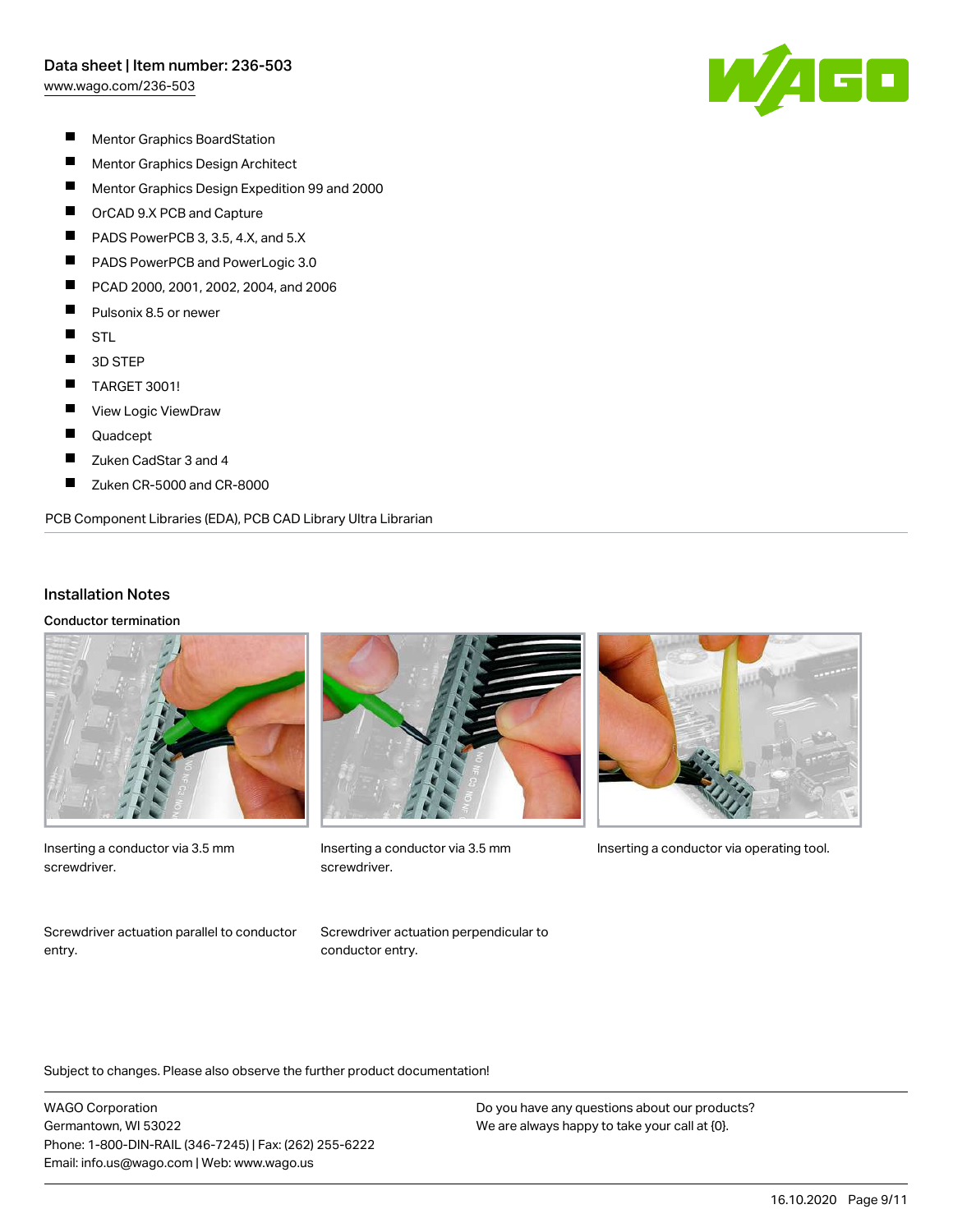- Mentor Graphics BoardStation
- Mentor Graphics Design Architect
- Mentor Graphics Design Expedition 99 and 2000
- OrCAD 9.X PCB and Capture
- PADS PowerPCB 3, 3.5, 4.X, and 5.X
- PADS PowerPCB and PowerLogic 3.0
- PCAD 2000, 2001, 2002, 2004, and 2006
- Pulsonix 8.5 or newer
- STL
- 3D STEP
- TARGET 3001!
- View Logic ViewDraw
- Quadcept
- Zuken CadStar 3 and 4
- Zuken CR-5000 and CR-8000

PCB Component Libraries (EDA), PCB CAD Library Ultra Librarian

## Installation Notes

### Conductor termination

Inserting a conductor via 3.5 mm screwdriver.

Inserting a conductor via 3.5 mm screwdriver.

Inserting a conductor via operating tool.

Screwdriver actuation parallel to conductor entry.

Screwdriver actuation perpendicular to conductor entry.

Subject to changes. Please also observe the further product documentation!

WAGO Corporation
Germantown, WI 53022
Phone: 1-800-DIN-RAIL (346-7245) | Fax: (262) 255-6222
Email: info.us@wago.com | Web: www.wago.us

Do you have any questions about our products?
We are always happy to take your call at {0}.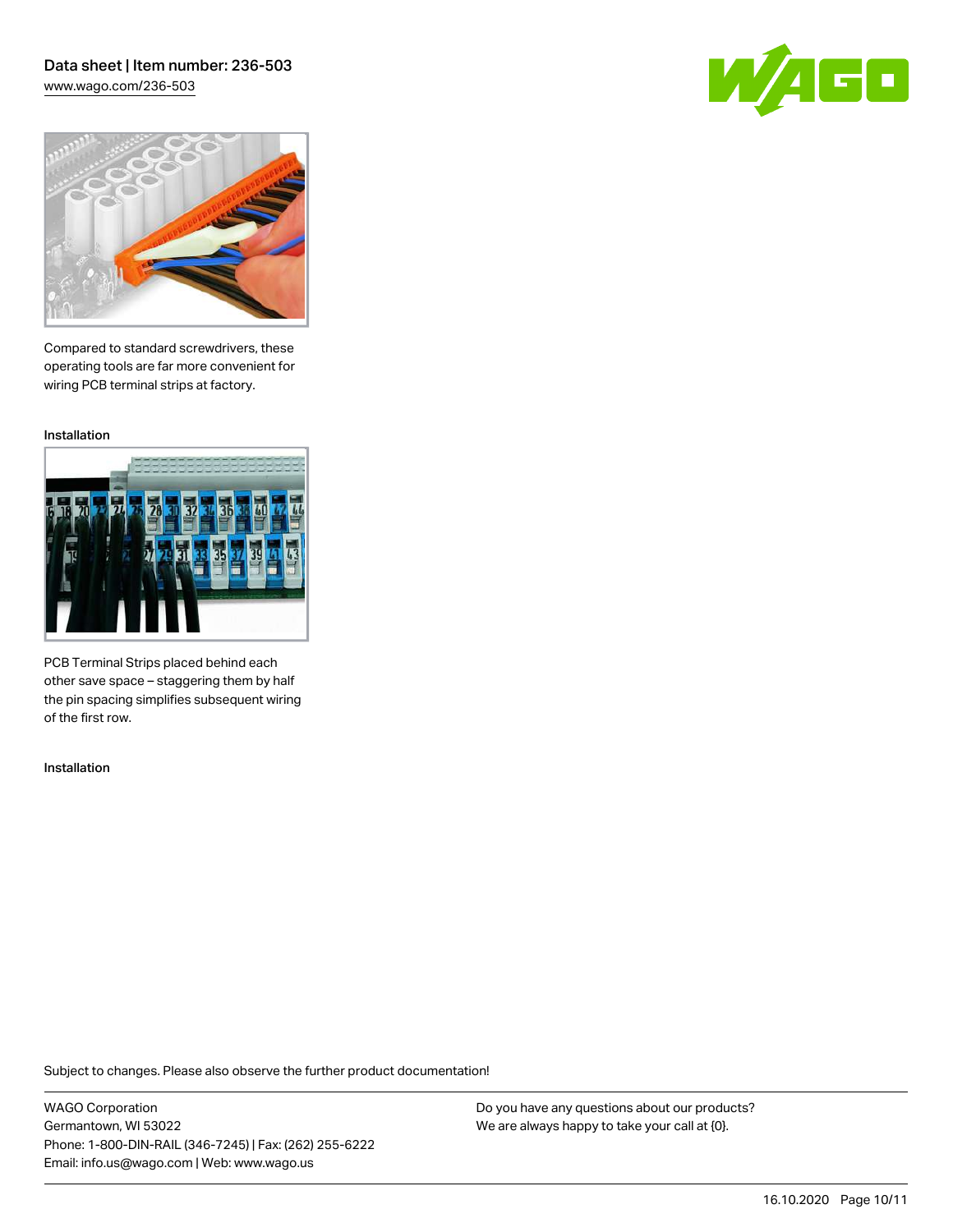Compared to standard screwdrivers, these operating tools are far more convenient for wiring PCB terminal strips at factory.

Installation

PCB Terminal Strips placed behind each other save space – staggering them by half the pin spacing simplifies subsequent wiring of the first row.

Installation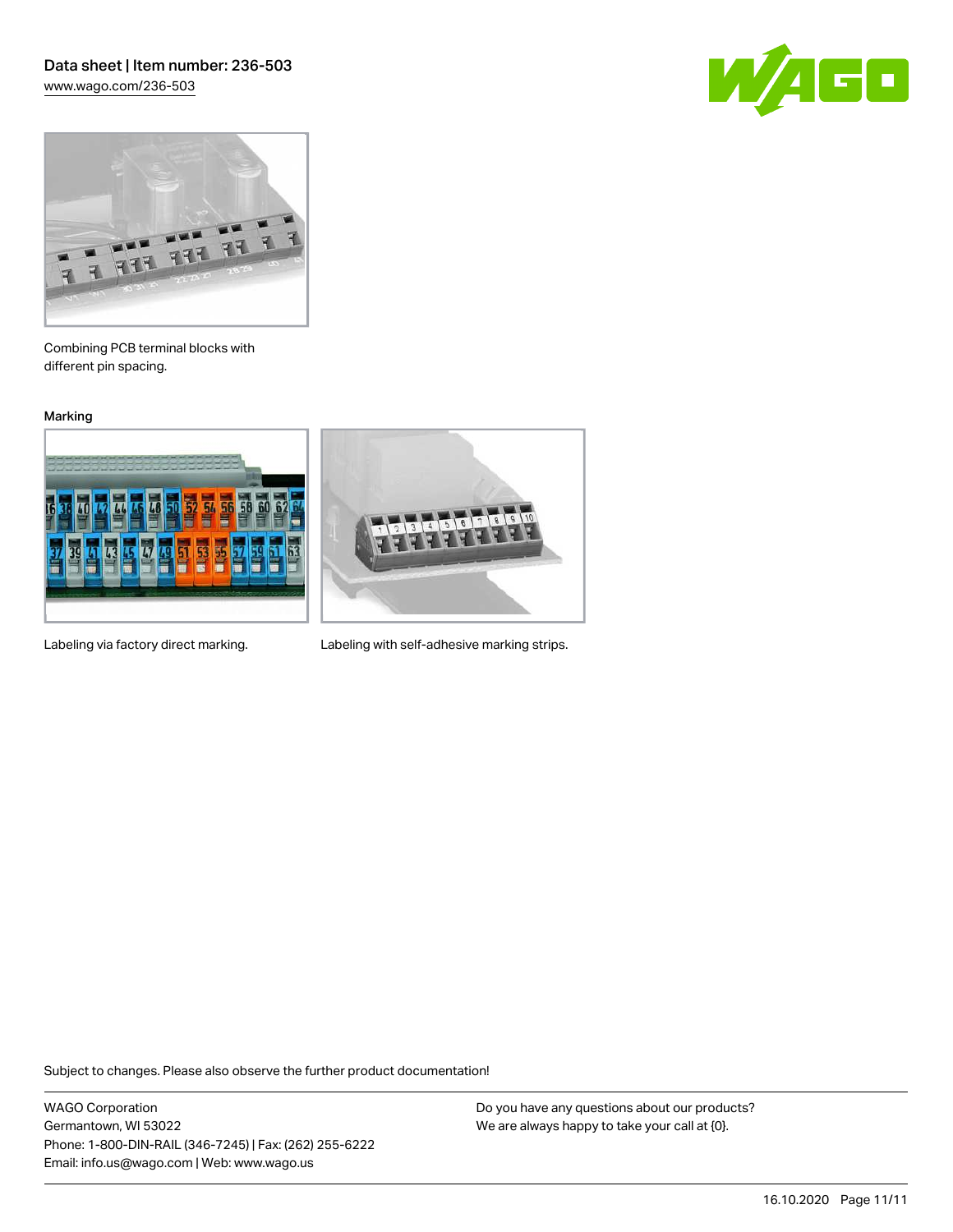Combining PCB terminal blocks with different pin spacing.

Marking

Labeling via factory direct marking.

Labeling with self-adhesive marking strips.

Subject to changes. Please also observe the further product documentation!

WAGO Corporation
Germantown, WI 53022
Phone: 1-800-DIN-RAIL (346-7245) | Fax: (262) 255-6222
Email: info.us@wago.com | Web: www.wago.us

Do you have any questions about our products?
We are always happy to take your call at {0}.